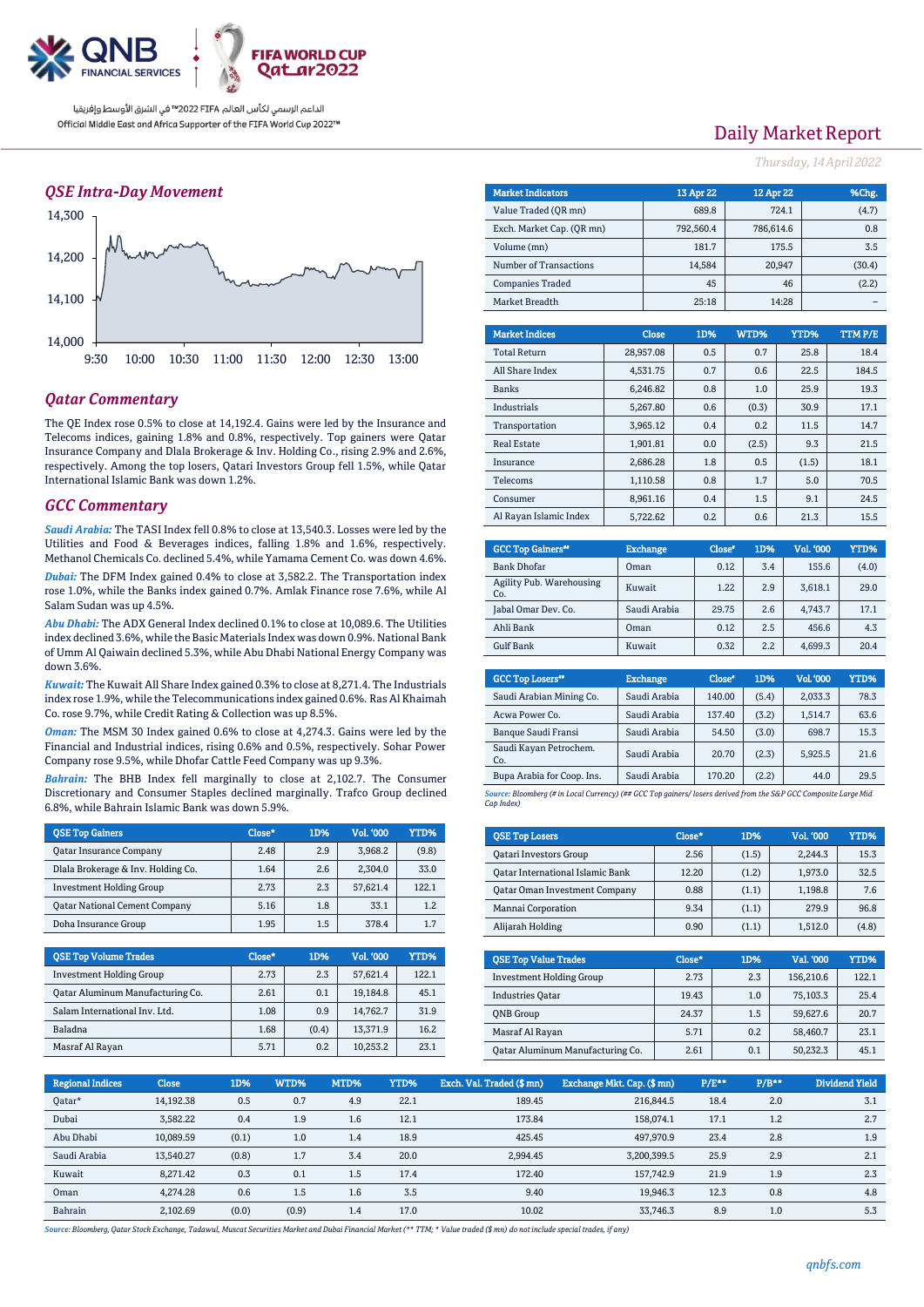Official Middle East and Africa Supporter of the FIFA World Cup 2022™

الداعم الرسمي لكأس العالم FIFA 2022™ في الشرق الأوسط وإفريقيا

# Daily Market Report

*Thursday, 14 April 2022*

## QSE Intra-Day Movement

## Qatar Commentary

The QE Index rose 0.5% to close at 14,192.4. Gains were led by the Insurance and Telecoms indices, gaining 1.8% and 0.8%, respectively. Top gainers were Qatar Insurance Company and Dlala Brokerage & Inv. Holding Co., rising 2.9% and 2.6%, respectively. Among the top losers, Qatari Investors Group fell 1.5%, while Qatar International Islamic Bank was down 1.2%.

## GCC Commentary

***Saudi Arabia:*** The TASI Index fell 0.8% to close at 13,540.3. Losses were led by the Utilities and Food & Beverages indices, falling 1.8% and 1.6%, respectively. Methanol Chemicals Co. declined 5.4%, while Yamama Cement Co. was down 4.6%.

***Dubai:*** The DFM Index gained 0.4% to close at 3,582.2. The Transportation index rose 1.0%, while the Banks index gained 0.7%. Amlak Finance rose 7.6%, while Al Salam Sudan was up 4.5%.

***Abu Dhabi:*** The ADX General Index declined 0.1% to close at 10,089.6. The Utilities index declined 3.6%, while the Basic Materials Index was down 0.9%. National Bank of Umm Al Qaiwain declined 5.3%, while Abu Dhabi National Energy Company was down 3.6%.

***Kuwait:*** The Kuwait All Share Index gained 0.3% to close at 8,271.4. The Industrials index rose 1.9%, while the Telecommunications index gained 0.6%. Ras Al Khaimah Co. rose 9.5%, while Credit Rating & Collection was up 8.5%.

***Oman:*** The MSM 30 Index gained 0.6% to close at 4,274.3. Gains were led by the Financial and Industrial indices, rising 0.6% and 0.5%, respectively. Sohar Power Company rose 9.5%, while Dhofar Cattle Feed Company was up 9.3%.

***Bahrain:*** The BHB Index fell marginally to close at 2,102.7. The Consumer Discretionary and Consumer Staples declined marginally. Trafco Group declined 6.8%, while Bahrain Islamic Bank was down 5.9%.

| Market Indicators | 13 Apr 22 | 12 Apr 22 | %Chg. |
|---|---|---|---|
| Value Traded (QR mn) | 689.8 | 724.1 | (4.7) |
| Exch. Market Cap. (QR mn) | 792,560.4 | 786,614.6 | 0.8 |
| Volume (mn) | 181.7 | 175.5 | 3.5 |
| Number of Transactions | 14,584 | 20,947 | (30.4) |
| Companies Traded | 45 | 46 | (2.2) |
| Market Breadth | 25:18 | 14:28 | – |

| Market Indices | Close | 1D% | WTD% | YTD% | TTM P/E |
|---|---|---|---|---|---|
| Total Return | 28,957.08 | 0.5 | 0.7 | 25.8 | 18.4 |
| All Share Index | 4,531.75 | 0.7 | 0.6 | 22.5 | 184.5 |
| Banks | 6,246.82 | 0.8 | 1.0 | 25.9 | 19.3 |
| Industrials | 5,267.80 | 0.6 | (0.3) | 30.9 | 17.1 |
| Transportation | 3,965.12 | 0.4 | 0.2 | 11.5 | 14.7 |
| Real Estate | 1,901.81 | 0.0 | (2.5) | 9.3 | 21.5 |
| Insurance | 2,686.28 | 1.8 | 0.5 | (1.5) | 18.1 |
| Telecoms | 1,110.58 | 0.8 | 1.7 | 5.0 | 70.5 |
| Consumer | 8,961.16 | 0.4 | 1.5 | 9.1 | 24.5 |
| Al Rayan Islamic Index | 5,722.62 | 0.2 | 0.6 | 21.3 | 15.5 |

| GCC Top Gainers## | Exchange | Close# | 1D% | Vol. '000 | YTD% |
|---|---|---|---|---|---|
| Bank Dhofar | Oman | 0.12 | 3.4 | 155.6 | (4.0) |
| Agility Pub. Warehousing Co. | Kuwait | 1.22 | 2.9 | 3,618.1 | 29.0 |
| Jabal Omar Dev. Co. | Saudi Arabia | 29.75 | 2.6 | 4,743.7 | 17.1 |
| Ahli Bank | Oman | 0.12 | 2.5 | 456.6 | 4.3 |
| Gulf Bank | Kuwait | 0.32 | 2.2 | 4,699.3 | 20.4 |

| GCC Top Losers## | Exchange | Close# | 1D% | Vol. '000 | YTD% |
|---|---|---|---|---|---|
| Saudi Arabian Mining Co. | Saudi Arabia | 140.00 | (5.4) | 2,033.3 | 78.3 |
| Acwa Power Co. | Saudi Arabia | 137.40 | (3.2) | 1,514.7 | 63.6 |
| Banque Saudi Fransi | Saudi Arabia | 54.50 | (3.0) | 698.7 | 15.3 |
| Saudi Kayan Petrochem. Co. | Saudi Arabia | 20.70 | (2.3) | 5,925.5 | 21.6 |
| Bupa Arabia for Coop. Ins. | Saudi Arabia | 170.20 | (2.2) | 44.0 | 29.5 |

*Source: Bloomberg (# in Local Currency) (## GCC Top gainers/ losers derived from the S&P GCC Composite Large Mid Cap Index)*

| QSE Top Gainers | Close* | 1D% | Vol. '000 | YTD% |
|---|---|---|---|---|
| Qatar Insurance Company | 2.48 | 2.9 | 3,968.2 | (9.8) |
| Dlala Brokerage & Inv. Holding Co. | 1.64 | 2.6 | 2,304.0 | 33.0 |
| Investment Holding Group | 2.73 | 2.3 | 57,621.4 | 122.1 |
| Qatar National Cement Company | 5.16 | 1.8 | 33.1 | 1.2 |
| Doha Insurance Group | 1.95 | 1.5 | 378.4 | 1.7 |

| QSE Top Losers | Close* | 1D% | Vol. '000 | YTD% |
|---|---|---|---|---|
| Qatari Investors Group | 2.56 | (1.5) | 2,244.3 | 15.3 |
| Qatar International Islamic Bank | 12.20 | (1.2) | 1,973.0 | 32.5 |
| Qatar Oman Investment Company | 0.88 | (1.1) | 1,198.8 | 7.6 |
| Mannai Corporation | 9.34 | (1.1) | 279.9 | 96.8 |
| Alijarah Holding | 0.90 | (1.1) | 1,512.0 | (4.8) |

| QSE Top Volume Trades | Close* | 1D% | Vol. '000 | YTD% |
|---|---|---|---|---|
| Investment Holding Group | 2.73 | 2.3 | 57,621.4 | 122.1 |
| Qatar Aluminum Manufacturing Co. | 2.61 | 0.1 | 19,184.8 | 45.1 |
| Salam International Inv. Ltd. | 1.08 | 0.9 | 14,762.7 | 31.9 |
| Baladna | 1.68 | (0.4) | 13,371.9 | 16.2 |
| Masraf Al Rayan | 5.71 | 0.2 | 10,253.2 | 23.1 |

| QSE Top Value Trades | Close* | 1D% | Val. '000 | YTD% |
|---|---|---|---|---|
| Investment Holding Group | 2.73 | 2.3 | 156,210.6 | 122.1 |
| Industries Qatar | 19.43 | 1.0 | 75,103.3 | 25.4 |
| QNB Group | 24.37 | 1.5 | 59,627.6 | 20.7 |
| Masraf Al Rayan | 5.71 | 0.2 | 58,460.7 | 23.1 |
| Qatar Aluminum Manufacturing Co. | 2.61 | 0.1 | 50,232.3 | 45.1 |

| Regional Indices | Close | 1D% | WTD% | MTD% | YTD% | Exch. Val. Traded ($ mn) | Exchange Mkt. Cap. ($ mn) | P/E** | P/B** | Dividend Yield |
|---|---|---|---|---|---|---|---|---|---|---|
| Qatar* | 14,192.38 | 0.5 | 0.7 | 4.9 | 22.1 | 189.45 | 216,844.5 | 18.4 | 2.0 | 3.1 |
| Dubai | 3,582.22 | 0.4 | 1.9 | 1.6 | 12.1 | 173.84 | 158,074.1 | 17.1 | 1.2 | 2.7 |
| Abu Dhabi | 10,089.59 | (0.1) | 1.0 | 1.4 | 18.9 | 425.45 | 497,970.9 | 23.4 | 2.8 | 1.9 |
| Saudi Arabia | 13,540.27 | (0.8) | 1.7 | 3.4 | 20.0 | 2,994.45 | 3,200,399.5 | 25.9 | 2.9 | 2.1 |
| Kuwait | 8,271.42 | 0.3 | 0.1 | 1.5 | 17.4 | 172.40 | 157,742.9 | 21.9 | 1.9 | 2.3 |
| Oman | 4,274.28 | 0.6 | 1.5 | 1.6 | 3.5 | 9.40 | 19,946.3 | 12.3 | 0.8 | 4.8 |
| Bahrain | 2,102.69 | (0.0) | (0.9) | 1.4 | 17.0 | 10.02 | 33,746.3 | 8.9 | 1.0 | 5.3 |

*Source: Bloomberg, Qatar Stock Exchange, Tadawul, Muscat Securities Market and Dubai Financial Market (** TTM; * Value traded ($ mn) do not include special trades, if any)*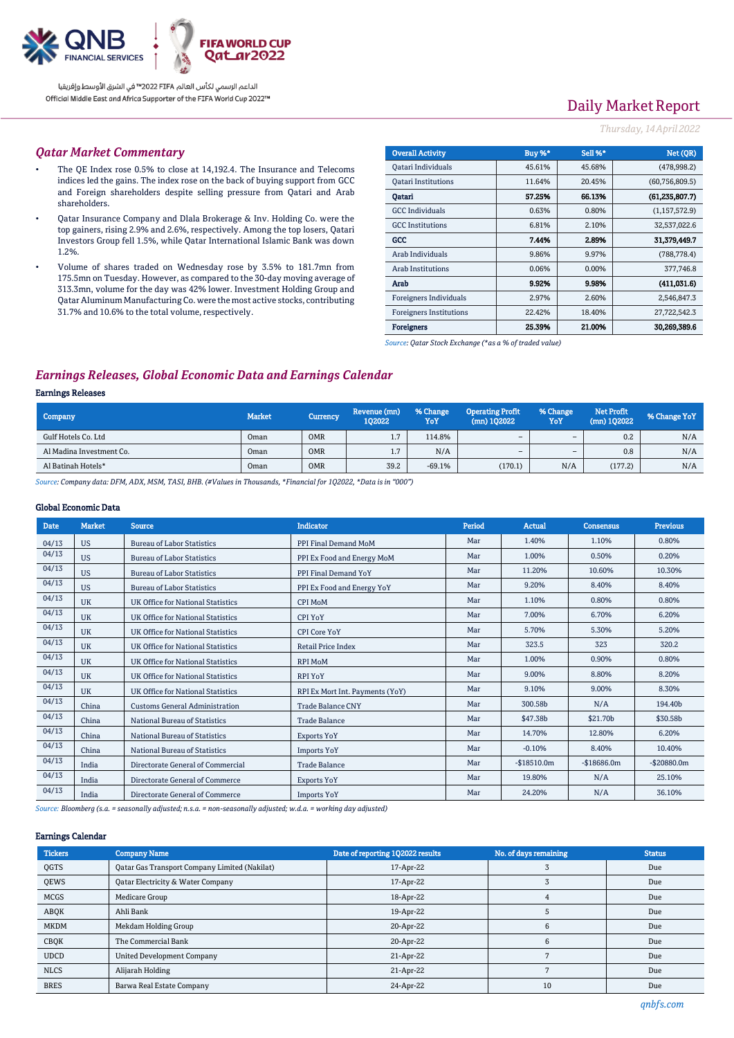## Qatar Market Commentary

- The QE Index rose 0.5% to close at 14,192.4. The Insurance and Telecoms indices led the gains. The index rose on the back of buying support from GCC and Foreign shareholders despite selling pressure from Qatari and Arab shareholders.
- Qatar Insurance Company and Dlala Brokerage & Inv. Holding Co. were the top gainers, rising 2.9% and 2.6%, respectively. Among the top losers, Qatari Investors Group fell 1.5%, while Qatar International Islamic Bank was down 1.2%.
- Volume of shares traded on Wednesday rose by 3.5% to 181.7mn from 175.5mn on Tuesday. However, as compared to the 30-day moving average of 313.3mn, volume for the day was 42% lower. Investment Holding Group and Qatar Aluminum Manufacturing Co. were the most active stocks, contributing 31.7% and 10.6% to the total volume, respectively.

| Overall Activity | Buy %* | Sell %* | Net (QR) |
|---|---|---|---|
| Qatari Individuals | 45.61% | 45.68% | (478,998.2) |
| Qatari Institutions | 11.64% | 20.45% | (60,756,809.5) |
| **Qatari** | **57.25%** | **66.13%** | **(61,235,807.7)** |
| GCC Individuals | 0.63% | 0.80% | (1,157,572.9) |
| GCC Institutions | 6.81% | 2.10% | 32,537,022.6 |
| **GCC** | **7.44%** | **2.89%** | **31,379,449.7** |
| Arab Individuals | 9.86% | 9.97% | (788,778.4) |
| Arab Institutions | 0.06% | 0.00% | 377,746.8 |
| **Arab** | **9.92%** | **9.98%** | **(411,031.6)** |
| Foreigners Individuals | 2.97% | 2.60% | 2,546,847.3 |
| Foreigners Institutions | 22.42% | 18.40% | 27,722,542.3 |
| **Foreigners** | **25.39%** | **21.00%** | **30,269,389.6** |

*Source: Qatar Stock Exchange (*as a % of traded value)*

## Earnings Releases, Global Economic Data and Earnings Calendar

### Earnings Releases

| Company | Market | Currency | Revenue (mn) 1Q2022 | % Change YoY | Operating Profit (mn) 1Q2022 | % Change YoY | Net Profit (mn) 1Q2022 | % Change YoY |
|---|---|---|---|---|---|---|---|---|
| Gulf Hotels Co. Ltd | Oman | OMR | 1.7 | 114.8% | – | – | 0.2 | N/A |
| Al Madina Investment Co. | Oman | OMR | 1.7 | N/A | – | – | 0.8 | N/A |
| Al Batinah Hotels* | Oman | OMR | 39.2 | -69.1% | (170.1) | N/A | (177.2) | N/A |

*Source: Company data: DFM, ADX, MSM, TASI, BHB. (#Values in Thousands, *Financial for 1Q2022, *Data is in "000")*

### Global Economic Data

| Date | Market | Source | Indicator | Period | Actual | Consensus | Previous |
|---|---|---|---|---|---|---|---|
| 04/13 | US | Bureau of Labor Statistics | PPI Final Demand MoM | Mar | 1.40% | 1.10% | 0.80% |
| 04/13 | US | Bureau of Labor Statistics | PPI Ex Food and Energy MoM | Mar | 1.00% | 0.50% | 0.20% |
| 04/13 | US | Bureau of Labor Statistics | PPI Final Demand YoY | Mar | 11.20% | 10.60% | 10.30% |
| 04/13 | US | Bureau of Labor Statistics | PPI Ex Food and Energy YoY | Mar | 9.20% | 8.40% | 8.40% |
| 04/13 | UK | UK Office for National Statistics | CPI MoM | Mar | 1.10% | 0.80% | 0.80% |
| 04/13 | UK | UK Office for National Statistics | CPI YoY | Mar | 7.00% | 6.70% | 6.20% |
| 04/13 | UK | UK Office for National Statistics | CPI Core YoY | Mar | 5.70% | 5.30% | 5.20% |
| 04/13 | UK | UK Office for National Statistics | Retail Price Index | Mar | 323.5 | 323 | 320.2 |
| 04/13 | UK | UK Office for National Statistics | RPI MoM | Mar | 1.00% | 0.90% | 0.80% |
| 04/13 | UK | UK Office for National Statistics | RPI YoY | Mar | 9.00% | 8.80% | 8.20% |
| 04/13 | UK | UK Office for National Statistics | RPI Ex Mort Int. Payments (YoY) | Mar | 9.10% | 9.00% | 8.30% |
| 04/13 | China | Customs General Administration | Trade Balance CNY | Mar | 300.58b | N/A | 194.40b |
| 04/13 | China | National Bureau of Statistics | Trade Balance | Mar | $47.38b | $21.70b | $30.58b |
| 04/13 | China | National Bureau of Statistics | Exports YoY | Mar | 14.70% | 12.80% | 6.20% |
| 04/13 | China | National Bureau of Statistics | Imports YoY | Mar | -0.10% | 8.40% | 10.40% |
| 04/13 | India | Directorate General of Commercial | Trade Balance | Mar | -$18510.0m | -$18686.0m | -$20880.0m |
| 04/13 | India | Directorate General of Commerce | Exports YoY | Mar | 19.80% | N/A | 25.10% |
| 04/13 | India | Directorate General of Commerce | Imports YoY | Mar | 24.20% | N/A | 36.10% |

*Source: Bloomberg (s.a. = seasonally adjusted; n.s.a. = non-seasonally adjusted; w.d.a. = working day adjusted)*

### Earnings Calendar

| Tickers | Company Name | Date of reporting 1Q2022 results | No. of days remaining | Status |
|---|---|---|---|---|
| QGTS | Qatar Gas Transport Company Limited (Nakilat) | 17-Apr-22 | 3 | Due |
| QEWS | Qatar Electricity & Water Company | 17-Apr-22 | 3 | Due |
| MCGS | Medicare Group | 18-Apr-22 | 4 | Due |
| ABQK | Ahli Bank | 19-Apr-22 | 5 | Due |
| MKDM | Mekdam Holding Group | 20-Apr-22 | 6 | Due |
| CBQK | The Commercial Bank | 20-Apr-22 | 6 | Due |
| UDCD | United Development Company | 21-Apr-22 | 7 | Due |
| NLCS | Alijarah Holding | 21-Apr-22 | 7 | Due |
| BRES | Barwa Real Estate Company | 24-Apr-22 | 10 | Due |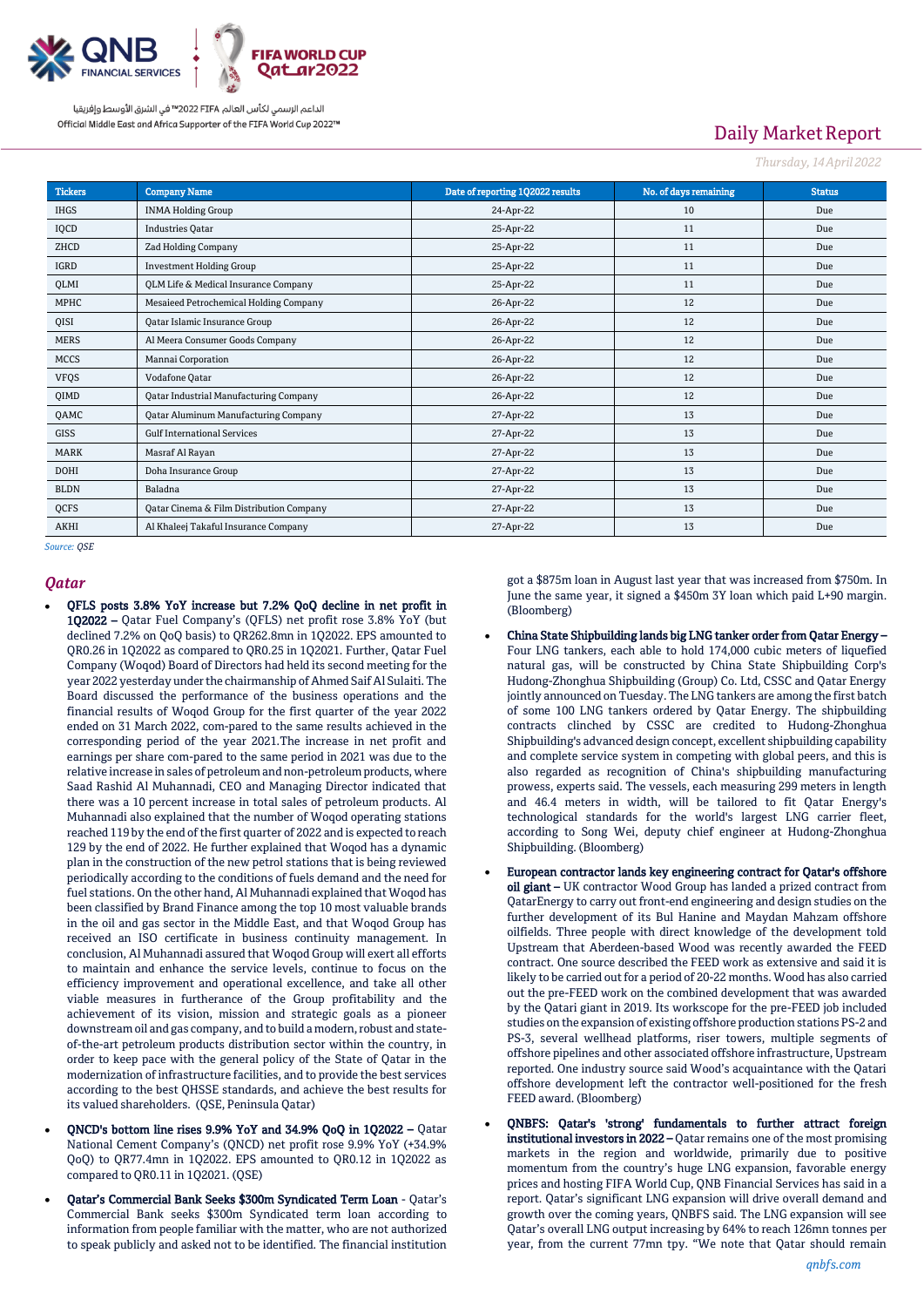Daily Market Report

*Thursday, 14 April 2022*

| Tickers | Company Name | Date of reporting 1Q2022 results | No. of days remaining | Status |
|---|---|---|---|---|
| IHGS | INMA Holding Group | 24-Apr-22 | 10 | Due |
| IQCD | Industries Qatar | 25-Apr-22 | 11 | Due |
| ZHCD | Zad Holding Company | 25-Apr-22 | 11 | Due |
| IGRD | Investment Holding Group | 25-Apr-22 | 11 | Due |
| QLMI | QLM Life & Medical Insurance Company | 25-Apr-22 | 11 | Due |
| MPHC | Mesaieed Petrochemical Holding Company | 26-Apr-22 | 12 | Due |
| QISI | Qatar Islamic Insurance Group | 26-Apr-22 | 12 | Due |
| MERS | Al Meera Consumer Goods Company | 26-Apr-22 | 12 | Due |
| MCCS | Mannai Corporation | 26-Apr-22 | 12 | Due |
| VFQS | Vodafone Qatar | 26-Apr-22 | 12 | Due |
| QIMD | Qatar Industrial Manufacturing Company | 26-Apr-22 | 12 | Due |
| QAMC | Qatar Aluminum Manufacturing Company | 27-Apr-22 | 13 | Due |
| GISS | Gulf International Services | 27-Apr-22 | 13 | Due |
| MARK | Masraf Al Rayan | 27-Apr-22 | 13 | Due |
| DOHI | Doha Insurance Group | 27-Apr-22 | 13 | Due |
| BLDN | Baladna | 27-Apr-22 | 13 | Due |
| QCFS | Qatar Cinema & Film Distribution Company | 27-Apr-22 | 13 | Due |
| AKHI | Al Khaleej Takaful Insurance Company | 27-Apr-22 | 13 | Due |

*Source: QSE*

## Qatar

- **QFLS posts 3.8% YoY increase but 7.2% QoQ decline in net profit in 1Q2022 –** Qatar Fuel Company's (QFLS) net profit rose 3.8% YoY (but declined 7.2% on QoQ basis) to QR262.8mn in 1Q2022. EPS amounted to QR0.26 in 1Q2022 as compared to QR0.25 in 1Q2021. Further, Qatar Fuel Company (Woqod) Board of Directors had held its second meeting for the year 2022 yesterday under the chairmanship of Ahmed Saif Al Sulaiti. The Board discussed the performance of the business operations and the financial results of Woqod Group for the first quarter of the year 2022 ended on 31 March 2022, com-pared to the same results achieved in the corresponding period of the year 2021.The increase in net profit and earnings per share com-pared to the same period in 2021 was due to the relative increase in sales of petroleum and non-petroleum products, where Saad Rashid Al Muhannadi, CEO and Managing Director indicated that there was a 10 percent increase in total sales of petroleum products. Al Muhannadi also explained that the number of Woqod operating stations reached 119 by the end of the first quarter of 2022 and is expected to reach 129 by the end of 2022. He further explained that Woqod has a dynamic plan in the construction of the new petrol stations that is being reviewed periodically according to the conditions of fuels demand and the need for fuel stations. On the other hand, Al Muhannadi explained that Woqod has been classified by Brand Finance among the top 10 most valuable brands in the oil and gas sector in the Middle East, and that Woqod Group has received an ISO certificate in business continuity management. In conclusion, Al Muhannadi assured that Woqod Group will exert all efforts to maintain and enhance the service levels, continue to focus on the efficiency improvement and operational excellence, and take all other viable measures in furtherance of the Group profitability and the achievement of its vision, mission and strategic goals as a pioneer downstream oil and gas company, and to build a modern, robust and state-of-the-art petroleum products distribution sector within the country, in order to keep pace with the general policy of the State of Qatar in the modernization of infrastructure facilities, and to provide the best services according to the best QHSSE standards, and achieve the best results for its valued shareholders. (QSE, Peninsula Qatar)
- **QNCD's bottom line rises 9.9% YoY and 34.9% QoQ in 1Q2022 –** Qatar National Cement Company's (QNCD) net profit rose 9.9% YoY (+34.9% QoQ) to QR77.4mn in 1Q2022. EPS amounted to QR0.12 in 1Q2022 as compared to QR0.11 in 1Q2021. (QSE)
- **Qatar's Commercial Bank Seeks $300m Syndicated Term Loan** - Qatar's Commercial Bank seeks $300m Syndicated term loan according to information from people familiar with the matter, who are not authorized to speak publicly and asked not to be identified. The financial institution got a $875m loan in August last year that was increased from $750m. In June the same year, it signed a $450m 3Y loan which paid L+90 margin. (Bloomberg)
- **China State Shipbuilding lands big LNG tanker order from Qatar Energy –** Four LNG tankers, each able to hold 174,000 cubic meters of liquefied natural gas, will be constructed by China State Shipbuilding Corp's Hudong-Zhonghua Shipbuilding (Group) Co. Ltd, CSSC and Qatar Energy jointly announced on Tuesday. The LNG tankers are among the first batch of some 100 LNG tankers ordered by Qatar Energy. The shipbuilding contracts clinched by CSSC are credited to Hudong-Zhonghua Shipbuilding's advanced design concept, excellent shipbuilding capability and complete service system in competing with global peers, and this is also regarded as recognition of China's shipbuilding manufacturing prowess, experts said. The vessels, each measuring 299 meters in length and 46.4 meters in width, will be tailored to fit Qatar Energy's technological standards for the world's largest LNG carrier fleet, according to Song Wei, deputy chief engineer at Hudong-Zhonghua Shipbuilding. (Bloomberg)
- **European contractor lands key engineering contract for Qatar's offshore oil giant –** UK contractor Wood Group has landed a prized contract from QatarEnergy to carry out front-end engineering and design studies on the further development of its Bul Hanine and Maydan Mahzam offshore oilfields. Three people with direct knowledge of the development told Upstream that Aberdeen-based Wood was recently awarded the FEED contract. One source described the FEED work as extensive and said it is likely to be carried out for a period of 20-22 months. Wood has also carried out the pre-FEED work on the combined development that was awarded by the Qatari giant in 2019. Its workscope for the pre-FEED job included studies on the expansion of existing offshore production stations PS-2 and PS-3, several wellhead platforms, riser towers, multiple segments of offshore pipelines and other associated offshore infrastructure, Upstream reported. One industry source said Wood's acquaintance with the Qatari offshore development left the contractor well-positioned for the fresh FEED award. (Bloomberg)
- **QNBFS: Qatar's 'strong' fundamentals to further attract foreign institutional investors in 2022 –** Qatar remains one of the most promising markets in the region and worldwide, primarily due to positive momentum from the country's huge LNG expansion, favorable energy prices and hosting FIFA World Cup, QNB Financial Services has said in a report. Qatar's significant LNG expansion will drive overall demand and growth over the coming years, QNBFS said. The LNG expansion will see Qatar's overall LNG output increasing by 64% to reach 126mn tonnes per year, from the current 77mn tpy. "We note that Qatar should remain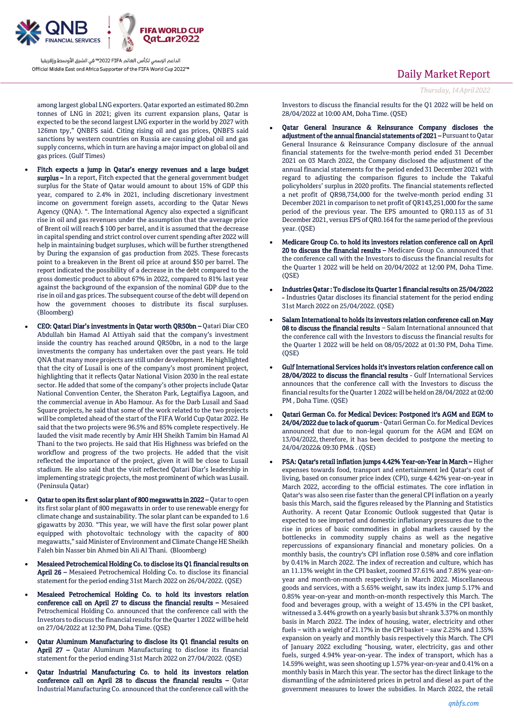among largest global LNG exporters. Qatar exported an estimated 80.2mn tonnes of LNG in 2021; given its current expansion plans, Qatar is expected to be the second largest LNG exporter in the world by 2027 with 126mn tpy," QNBFS said. Citing rising oil and gas prices, QNBFS said sanctions by western countries on Russia are causing global oil and gas supply concerns, which in turn are having a major impact on global oil and gas prices. (Gulf Times)

- **Fitch expects a jump in Qatar's energy revenues and a large budget surplus –** In a report, Fitch expected that the general government budget surplus for the State of Qatar would amount to about 15% of GDP this year, compared to 2.4% in 2021, including discretionary investment income on government foreign assets, according to the Qatar News Agency (QNA). ". The International Agency also expected a significant rise in oil and gas revenues under the assumption that the average price of Brent oil will reach $ 100 per barrel, and it is assumed that the decrease in capital spending and strict control over current spending after 2022 will help in maintaining budget surpluses, which will be further strengthened by During the expansion of gas production from 2025. These forecasts point to a breakeven in the Brent oil price at around $50 per barrel. The report indicated the possibility of a decrease in the debt compared to the gross domestic product to about 67% in 2022, compared to 81% last year against the background of the expansion of the nominal GDP due to the rise in oil and gas prices. The subsequent course of the debt will depend on how the government chooses to distribute its fiscal surpluses. (Bloomberg)
- **CEO: Qatari Diar's investments in Qatar worth QR50bn –** Qatari Diar CEO Abdullah bin Hamad Al Attiyah said that the company's investment inside the country has reached around QR50bn, in a nod to the large investments the company has undertaken over the past years. He told QNA that many more projects are still under development. He highlighted that the city of Lusail is one of the company's most prominent project, highlighting that it reflects Qatar National Vision 2030 in the real estate sector. He added that some of the company's other projects include Qatar National Convention Center, the Sheraton Park, Legtaifiya Lagoon, and the commercial avenue in Abo Hamour. As for the Darb Lusail and Saad Square projects, he said that some of the work related to the two projects will be completed ahead of the start of the FIFA World Cup Qatar 2022. He said that the two projects were 96.5% and 85% complete respectively. He lauded the visit made recently by Amir HH Sheikh Tamim bin Hamad Al Thani to the two projects. He said that His Highness was briefed on the workflow and progress of the two projects. He added that the visit reflected the importance of the project, given it will be close to Lusail stadium. He also said that the visit reflected Qatari Diar's leadership in implementing strategic projects, the most prominent of which was Lusail. (Peninsula Qatar)
- **Qatar to open its first solar plant of 800 megawatts in 2022 –** Qatar to open its first solar plant of 800 megawatts in order to use renewable energy for climate change and sustainability. The solar plant can be expanded to 1.6 gigawatts by 2030. "This year, we will have the first solar power plant equipped with photovoltaic technology with the capacity of 800 megawatts," said Minister of Environment and Climate Change HE Sheikh Faleh bin Nasser bin Ahmed bin Ali Al Thani. (Bloomberg)
- **Mesaieed Petrochemical Holding Co. to disclose its Q1 financial results on April 26 –** Mesaieed Petrochemical Holding Co. to disclose its financial statement for the period ending 31st March 2022 on 26/04/2022. (QSE)
- **Mesaieed Petrochemical Holding Co. to hold its investors relation conference call on April 27 to discuss the financial results –** Mesaieed Petrochemical Holding Co. announced that the conference call with the Investors to discuss the financial results for the Quarter 1 2022 will be held on 27/04/2022 at 12:30 PM, Doha Time. (QSE)
- **Qatar Aluminum Manufacturing to disclose its Q1 financial results on April 27 –** Qatar Aluminum Manufacturing to disclose its financial statement for the period ending 31st March 2022 on 27/04/2022. (QSE)
- **Qatar Industrial Manufacturing Co. to hold its investors relation conference call on April 28 to discuss the financial results –** Qatar Industrial Manufacturing Co. announced that the conference call with the Investors to discuss the financial results for the Q1 2022 will be held on 28/04/2022 at 10:00 AM, Doha Time. (QSE)
- **Qatar General Insurance & Reinsurance Company discloses the adjustment of the annual financial statements of 2021 –** Pursuant to Qatar General Insurance & Reinsurance Company disclosure of the annual financial statements for the twelve-month period ended 31 December 2021 on 03 March 2022, the Company disclosed the adjustment of the annual financial statements for the period ended 31 December 2021 with regard to adjusting the comparison figures to include the Takaful policyholders' surplus in 2020 profits. The financial statements reflected a net profit of QR98,734,000 for the twelve-month period ending 31 December 2021 in comparison to net profit of QR143,251,000 for the same period of the previous year. The EPS amounted to QR0.113 as of 31 December 2021, versus EPS of QR0.164 for the same period of the previous year. (QSE)
- **Medicare Group Co. to hold its investors relation conference call on April 20 to discuss the financial results –** Medicare Group Co. announced that the conference call with the Investors to discuss the financial results for the Quarter 1 2022 will be held on 20/04/2022 at 12:00 PM, Doha Time. (QSE)
- **Industries Qatar : To disclose its Quarter 1 financial results on 25/04/2022 -** Industries Qatar discloses its financial statement for the period ending 31st March 2022 on 25/04/2022. (QSE)
- **Salam International to holds its investors relation conference call on May 08 to discuss the financial results** – Salam International announced that the conference call with the Investors to discuss the financial results for the Quarter 1 2022 will be held on 08/05/2022 at 01:30 PM, Doha Time. (QSE)
- **Gulf International Services holds it's investors relation conference call on 28/04/2022 to discuss the financial results** - Gulf International Services announces that the conference call with the Investors to discuss the financial results for the Quarter 1 2022 will be held on 28/04/2022 at 02:00 PM , Doha Time. (QSE)
- **Qatari German Co. for Medical Devices: Postponed it's AGM and EGM to 24/04/2022 due to lack of quorum** - Qatari German Co. for Medical Devices announced that due to non-legal quorum for the AGM and EGM on 13/04/2022, therefore, it has been decided to postpone the meeting to 24/04/2022& 09:30 PM& . (QSE)
- **PSA: Qatar's retail inflation jumps 4.42% Year-on-Year in March –** Higher expenses towards food, transport and entertainment led Qatar's cost of living, based on consumer price index (CPI), surge 4.42% year-on-year in March 2022, according to the official estimates. The core inflation in Qatar's was also seen rise faster than the general CPI inflation on a yearly basis this March, said the figures released by the Planning and Statistics Authority. A recent Qatar Economic Outlook suggested that Qatar is expected to see imported and domestic inflationary pressures due to the rise in prices of basic commodities in global markets caused by the bottlenecks in commodity supply chains as well as the negative repercussions of expansionary financial and monetary policies. On a monthly basis, the country's CPI inflation rose 0.58% and core inflation by 0.41% in March 2022. The index of recreation and culture, which has an 11.13% weight in the CPI basket, zoomed 37.61% and 7.85% year-on-year and month-on-month respectively in March 2022. Miscellaneous goods and services, with a 5.65% weight, saw its index jump 5.17% and 0.85% year-on-year and month-on-month respectively this March. The food and beverages group, with a weight of 13.45% in the CPI basket, witnessed a 3.44% growth on a yearly basis but shrank 3.37% on monthly basis in March 2022. The index of housing, water, electricity and other fuels – with a weight of 21.17% in the CPI basket – saw 2.25% and 1.35% expansion on yearly and monthly basis respectively this March. The CPI of January 2022 excluding "housing, water, electricity, gas and other fuels, surged 4.94% year-on-year. The index of transport, which has a 14.59% weight, was seen shooting up 1.57% year-on-year and 0.41% on a monthly basis in March this year. The sector has the direct linkage to the dismantling of the administered prices in petrol and diesel as part of the government measures to lower the subsidies. In March 2022, the retail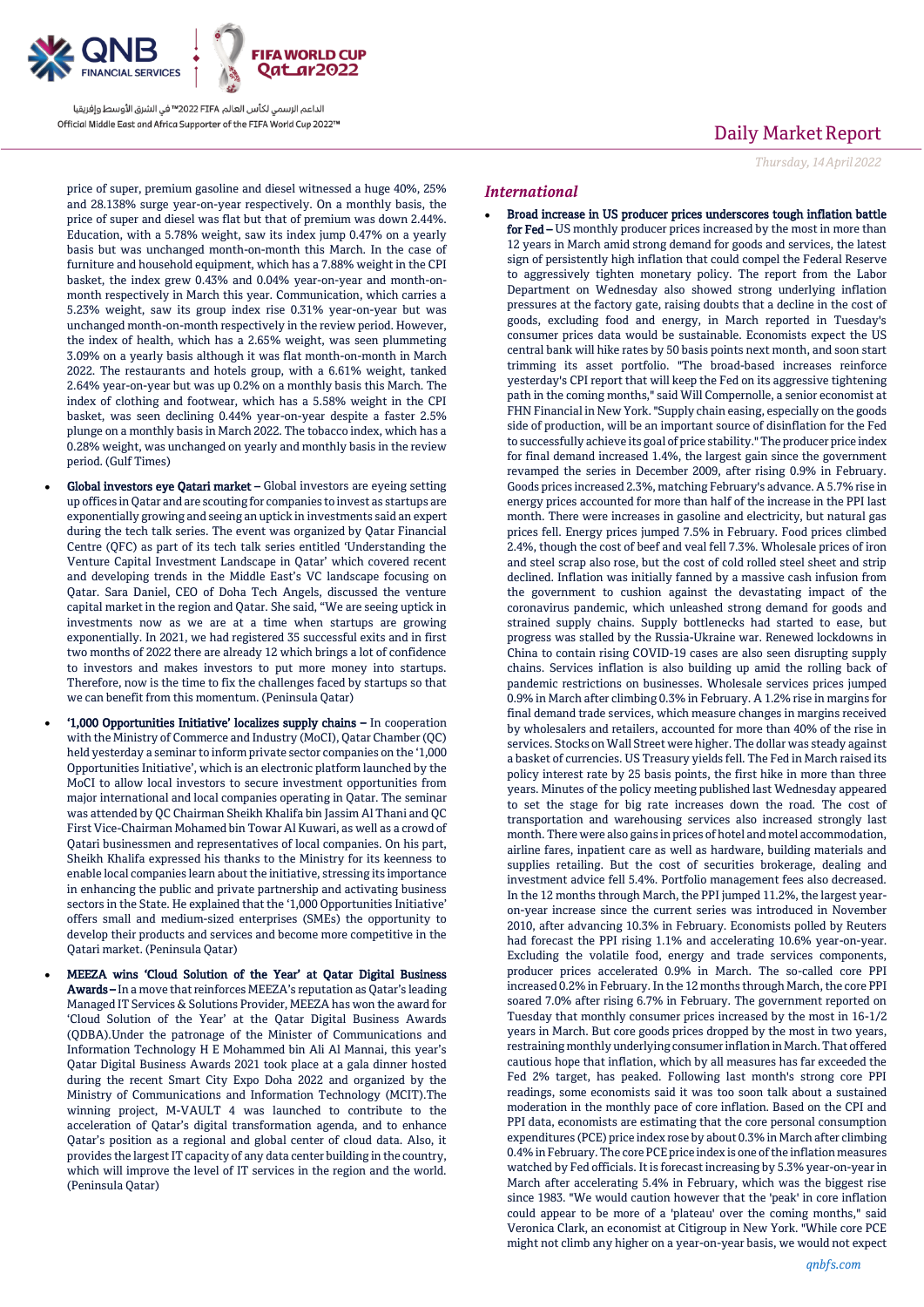price of super, premium gasoline and diesel witnessed a huge 40%, 25% and 28.138% surge year-on-year respectively. On a monthly basis, the price of super and diesel was flat but that of premium was down 2.44%. Education, with a 5.78% weight, saw its index jump 0.47% on a yearly basis but was unchanged month-on-month this March. In the case of furniture and household equipment, which has a 7.88% weight in the CPI basket, the index grew 0.43% and 0.04% year-on-year and month-on-month respectively in March this year. Communication, which carries a 5.23% weight, saw its group index rise 0.31% year-on-year but was unchanged month-on-month respectively in the review period. However, the index of health, which has a 2.65% weight, was seen plummeting 3.09% on a yearly basis although it was flat month-on-month in March 2022. The restaurants and hotels group, with a 6.61% weight, tanked 2.64% year-on-year but was up 0.2% on a monthly basis this March. The index of clothing and footwear, which has a 5.58% weight in the CPI basket, was seen declining 0.44% year-on-year despite a faster 2.5% plunge on a monthly basis in March 2022. The tobacco index, which has a 0.28% weight, was unchanged on yearly and monthly basis in the review period. (Gulf Times)

- **Global investors eye Qatari market –** Global investors are eyeing setting up offices in Qatar and are scouting for companies to invest as startups are exponentially growing and seeing an uptick in investments said an expert during the tech talk series. The event was organized by Qatar Financial Centre (QFC) as part of its tech talk series entitled 'Understanding the Venture Capital Investment Landscape in Qatar' which covered recent and developing trends in the Middle East's VC landscape focusing on Qatar. Sara Daniel, CEO of Doha Tech Angels, discussed the venture capital market in the region and Qatar. She said, "We are seeing uptick in investments now as we are at a time when startups are growing exponentially. In 2021, we had registered 35 successful exits and in first two months of 2022 there are already 12 which brings a lot of confidence to investors and makes investors to put more money into startups. Therefore, now is the time to fix the challenges faced by startups so that we can benefit from this momentum. (Peninsula Qatar)
- **'1,000 Opportunities Initiative' localizes supply chains –** In cooperation with the Ministry of Commerce and Industry (MoCI), Qatar Chamber (QC) held yesterday a seminar to inform private sector companies on the '1,000 Opportunities Initiative', which is an electronic platform launched by the MoCI to allow local investors to secure investment opportunities from major international and local companies operating in Qatar. The seminar was attended by QC Chairman Sheikh Khalifa bin Jassim Al Thani and QC First Vice-Chairman Mohamed bin Towar Al Kuwari, as well as a crowd of Qatari businessmen and representatives of local companies. On his part, Sheikh Khalifa expressed his thanks to the Ministry for its keenness to enable local companies learn about the initiative, stressing its importance in enhancing the public and private partnership and activating business sectors in the State. He explained that the '1,000 Opportunities Initiative' offers small and medium-sized enterprises (SMEs) the opportunity to develop their products and services and become more competitive in the Qatari market. (Peninsula Qatar)
- **MEEZA wins 'Cloud Solution of the Year' at Qatar Digital Business Awards –** In a move that reinforces MEEZA's reputation as Qatar's leading Managed IT Services & Solutions Provider, MEEZA has won the award for 'Cloud Solution of the Year' at the Qatar Digital Business Awards (QDBA).Under the patronage of the Minister of Communications and Information Technology H E Mohammed bin Ali Al Mannai, this year's Qatar Digital Business Awards 2021 took place at a gala dinner hosted during the recent Smart City Expo Doha 2022 and organized by the Ministry of Communications and Information Technology (MCIT).The winning project, M-VAULT 4 was launched to contribute to the acceleration of Qatar's digital transformation agenda, and to enhance Qatar's position as a regional and global center of cloud data. Also, it provides the largest IT capacity of any data center building in the country, which will improve the level of IT services in the region and the world. (Peninsula Qatar)

## International

- **Broad increase in US producer prices underscores tough inflation battle for Fed –** US monthly producer prices increased by the most in more than 12 years in March amid strong demand for goods and services, the latest sign of persistently high inflation that could compel the Federal Reserve to aggressively tighten monetary policy. The report from the Labor Department on Wednesday also showed strong underlying inflation pressures at the factory gate, raising doubts that a decline in the cost of goods, excluding food and energy, in March reported in Tuesday's consumer prices data would be sustainable. Economists expect the US central bank will hike rates by 50 basis points next month, and soon start trimming its asset portfolio. "The broad-based increases reinforce yesterday's CPI report that will keep the Fed on its aggressive tightening path in the coming months," said Will Compernolle, a senior economist at FHN Financial in New York. "Supply chain easing, especially on the goods side of production, will be an important source of disinflation for the Fed to successfully achieve its goal of price stability." The producer price index for final demand increased 1.4%, the largest gain since the government revamped the series in December 2009, after rising 0.9% in February. Goods prices increased 2.3%, matching February's advance. A 5.7% rise in energy prices accounted for more than half of the increase in the PPI last month. There were increases in gasoline and electricity, but natural gas prices fell. Energy prices jumped 7.5% in February. Food prices climbed 2.4%, though the cost of beef and veal fell 7.3%. Wholesale prices of iron and steel scrap also rose, but the cost of cold rolled steel sheet and strip declined. Inflation was initially fanned by a massive cash infusion from the government to cushion against the devastating impact of the coronavirus pandemic, which unleashed strong demand for goods and strained supply chains. Supply bottlenecks had started to ease, but progress was stalled by the Russia-Ukraine war. Renewed lockdowns in China to contain rising COVID-19 cases are also seen disrupting supply chains. Services inflation is also building up amid the rolling back of pandemic restrictions on businesses. Wholesale services prices jumped 0.9% in March after climbing 0.3% in February. A 1.2% rise in margins for final demand trade services, which measure changes in margins received by wholesalers and retailers, accounted for more than 40% of the rise in services. Stocks on Wall Street were higher. The dollar was steady against a basket of currencies. US Treasury yields fell. The Fed in March raised its policy interest rate by 25 basis points, the first hike in more than three years. Minutes of the policy meeting published last Wednesday appeared to set the stage for big rate increases down the road. The cost of transportation and warehousing services also increased strongly last month. There were also gains in prices of hotel and motel accommodation, airline fares, inpatient care as well as hardware, building materials and supplies retailing. But the cost of securities brokerage, dealing and investment advice fell 5.4%. Portfolio management fees also decreased. In the 12 months through March, the PPI jumped 11.2%, the largest year-on-year increase since the current series was introduced in November 2010, after advancing 10.3% in February. Economists polled by Reuters had forecast the PPI rising 1.1% and accelerating 10.6% year-on-year. Excluding the volatile food, energy and trade services components, producer prices accelerated 0.9% in March. The so-called core PPI increased 0.2% in February. In the 12 months through March, the core PPI soared 7.0% after rising 6.7% in February. The government reported on Tuesday that monthly consumer prices increased by the most in 16-1/2 years in March. But core goods prices dropped by the most in two years, restraining monthly underlying consumer inflation in March. That offered cautious hope that inflation, which by all measures has far exceeded the Fed 2% target, has peaked. Following last month's strong core PPI readings, some economists said it was too soon talk about a sustained moderation in the monthly pace of core inflation. Based on the CPI and PPI data, economists are estimating that the core personal consumption expenditures (PCE) price index rose by about 0.3% in March after climbing 0.4% in February. The core PCE price index is one of the inflation measures watched by Fed officials. It is forecast increasing by 5.3% year-on-year in March after accelerating 5.4% in February, which was the biggest rise since 1983. "We would caution however that the 'peak' in core inflation could appear to be more of a 'plateau' over the coming months," said Veronica Clark, an economist at Citigroup in New York. "While core PCE might not climb any higher on a year-on-year basis, we would not expect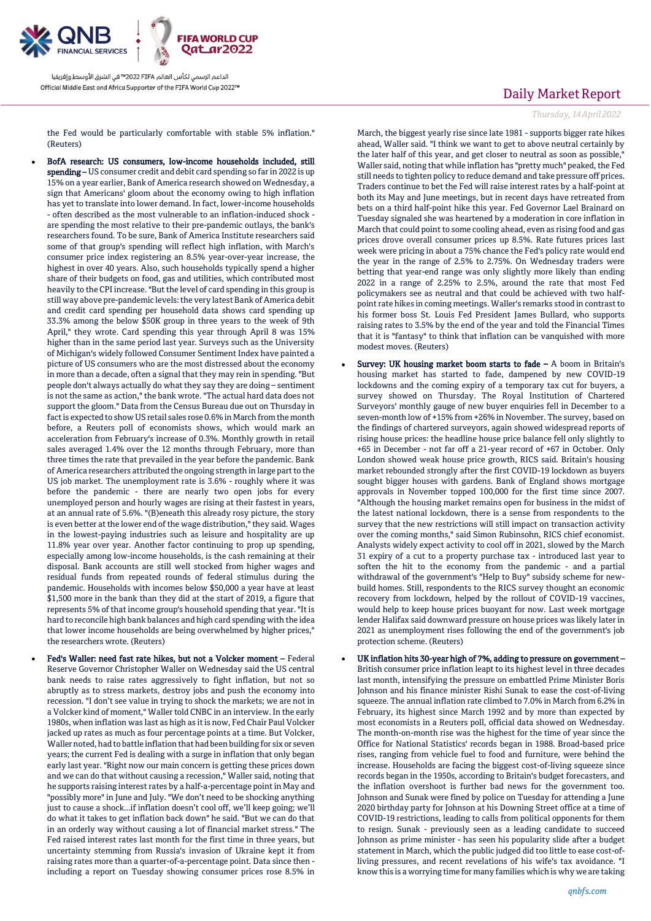the Fed would be particularly comfortable with stable 5% inflation." (Reuters)

- **BofA research: US consumers, low-income households included, still spending –** US consumer credit and debit card spending so far in 2022 is up 15% on a year earlier, Bank of America research showed on Wednesday, a sign that Americans' gloom about the economy owing to high inflation has yet to translate into lower demand. In fact, lower-income households - often described as the most vulnerable to an inflation-induced shock - are spending the most relative to their pre-pandemic outlays, the bank's researchers found. To be sure, Bank of America Institute researchers said some of that group's spending will reflect high inflation, with March's consumer price index registering an 8.5% year-over-year increase, the highest in over 40 years. Also, such households typically spend a higher share of their budgets on food, gas and utilities, which contributed most heavily to the CPI increase. "But the level of card spending in this group is still way above pre-pandemic levels: the very latest Bank of America debit and credit card spending per household data shows card spending up 33.3% among the below $50K group in three years to the week of 9th April," they wrote. Card spending this year through April 8 was 15% higher than in the same period last year. Surveys such as the University of Michigan's widely followed Consumer Sentiment Index have painted a picture of US consumers who are the most distressed about the economy in more than a decade, often a signal that they may rein in spending. "But people don't always actually do what they say they are doing – sentiment is not the same as action," the bank wrote. "The actual hard data does not support the gloom." Data from the Census Bureau due out on Thursday in fact is expected to show US retail sales rose 0.6% in March from the month before, a Reuters poll of economists shows, which would mark an acceleration from February's increase of 0.3%. Monthly growth in retail sales averaged 1.4% over the 12 months through February, more than three times the rate that prevailed in the year before the pandemic. Bank of America researchers attributed the ongoing strength in large part to the US job market. The unemployment rate is 3.6% - roughly where it was before the pandemic - there are nearly two open jobs for every unemployed person and hourly wages are rising at their fastest in years, at an annual rate of 5.6%. "(B)eneath this already rosy picture, the story is even better at the lower end of the wage distribution," they said. Wages in the lowest-paying industries such as leisure and hospitality are up 11.8% year over year. Another factor continuing to prop up spending, especially among low-income households, is the cash remaining at their disposal. Bank accounts are still well stocked from higher wages and residual funds from repeated rounds of federal stimulus during the pandemic. Households with incomes below $50,000 a year have at least $1,500 more in the bank than they did at the start of 2019, a figure that represents 5% of that income group's household spending that year. "It is hard to reconcile high bank balances and high card spending with the idea that lower income households are being overwhelmed by higher prices," the researchers wrote. (Reuters)

- **Fed's Waller: need fast rate hikes, but not a Volcker moment –** Federal Reserve Governor Christopher Waller on Wednesday said the US central bank needs to raise rates aggressively to fight inflation, but not so abruptly as to stress markets, destroy jobs and push the economy into recession. "I don't see value in trying to shock the markets; we are not in a Volcker kind of moment," Waller told CNBC in an interview. In the early 1980s, when inflation was last as high as it is now, Fed Chair Paul Volcker jacked up rates as much as four percentage points at a time. But Volcker, Waller noted, had to battle inflation that had been building for six or seven years; the current Fed is dealing with a surge in inflation that only began early last year. "Right now our main concern is getting these prices down and we can do that without causing a recession," Waller said, noting that he supports raising interest rates by a half-a-percentage point in May and "possibly more" in June and July. "We don't need to be shocking anything just to cause a shock...if inflation doesn't cool off, we'll keep going; we'll do what it takes to get inflation back down" he said. "But we can do that in an orderly way without causing a lot of financial market stress." The Fed raised interest rates last month for the first time in three years, but uncertainty stemming from Russia's invasion of Ukraine kept it from raising rates more than a quarter-of-a-percentage point. Data since then - including a report on Tuesday showing consumer prices rose 8.5% in March, the biggest yearly rise since late 1981 - supports bigger rate hikes ahead, Waller said. "I think we want to get to above neutral certainly by the later half of this year, and get closer to neutral as soon as possible," Waller said, noting that while inflation has "pretty much" peaked, the Fed still needs to tighten policy to reduce demand and take pressure off prices. Traders continue to bet the Fed will raise interest rates by a half-point at both its May and June meetings, but in recent days have retreated from bets on a third half-point hike this year. Fed Governor Lael Brainard on Tuesday signaled she was heartened by a moderation in core inflation in March that could point to some cooling ahead, even as rising food and gas prices drove overall consumer prices up 8.5%. Rate futures prices last week were pricing in about a 75% chance the Fed's policy rate would end the year in the range of 2.5% to 2.75%. On Wednesday traders were betting that year-end range was only slightly more likely than ending 2022 in a range of 2.25% to 2.5%, around the rate that most Fed policymakers see as neutral and that could be achieved with two half-point rate hikes in coming meetings. Waller's remarks stood in contrast to his former boss St. Louis Fed President James Bullard, who supports raising rates to 3.5% by the end of the year and told the Financial Times that it is "fantasy" to think that inflation can be vanquished with more modest moves. (Reuters)

- **Survey: UK housing market boom starts to fade –** A boom in Britain's housing market has started to fade, dampened by new COVID-19 lockdowns and the coming expiry of a temporary tax cut for buyers, a survey showed on Thursday. The Royal Institution of Chartered Surveyors' monthly gauge of new buyer enquiries fell in December to a seven-month low of +15% from +26% in November. The survey, based on the findings of chartered surveyors, again showed widespread reports of rising house prices: the headline house price balance fell only slightly to +65 in December - not far off a 21-year record of +67 in October. Only London showed weak house price growth, RICS said. Britain's housing market rebounded strongly after the first COVID-19 lockdown as buyers sought bigger houses with gardens. Bank of England shows mortgage approvals in November topped 100,000 for the first time since 2007. "Although the housing market remains open for business in the midst of the latest national lockdown, there is a sense from respondents to the survey that the new restrictions will still impact on transaction activity over the coming months," said Simon Rubinsohn, RICS chief economist. Analysts widely expect activity to cool off in 2021, slowed by the March 31 expiry of a cut to a property purchase tax - introduced last year to soften the hit to the economy from the pandemic - and a partial withdrawal of the government's "Help to Buy" subsidy scheme for new-build homes. Still, respondents to the RICS survey thought an economic recovery from lockdown, helped by the rollout of COVID-19 vaccines, would help to keep house prices buoyant for now. Last week mortgage lender Halifax said downward pressure on house prices was likely later in 2021 as unemployment rises following the end of the government's job protection scheme. (Reuters)

- **UK inflation hits 30-year high of 7%, adding to pressure on government –** British consumer price inflation leapt to its highest level in three decades last month, intensifying the pressure on embattled Prime Minister Boris Johnson and his finance minister Rishi Sunak to ease the cost-of-living squeeze. The annual inflation rate climbed to 7.0% in March from 6.2% in February, its highest since March 1992 and by more than expected by most economists in a Reuters poll, official data showed on Wednesday. The month-on-month rise was the highest for the time of year since the Office for National Statistics' records began in 1988. Broad-based price rises, ranging from vehicle fuel to food and furniture, were behind the increase. Households are facing the biggest cost-of-living squeeze since records began in the 1950s, according to Britain's budget forecasters, and the inflation overshoot is further bad news for the government too. Johnson and Sunak were fined by police on Tuesday for attending a June 2020 birthday party for Johnson at his Downing Street office at a time of COVID-19 restrictions, leading to calls from political opponents for them to resign. Sunak - previously seen as a leading candidate to succeed Johnson as prime minister - has seen his popularity slide after a budget statement in March, which the public judged did too little to ease cost-of-living pressures, and recent revelations of his wife's tax avoidance. "I know this is a worrying time for many families which is why we are taking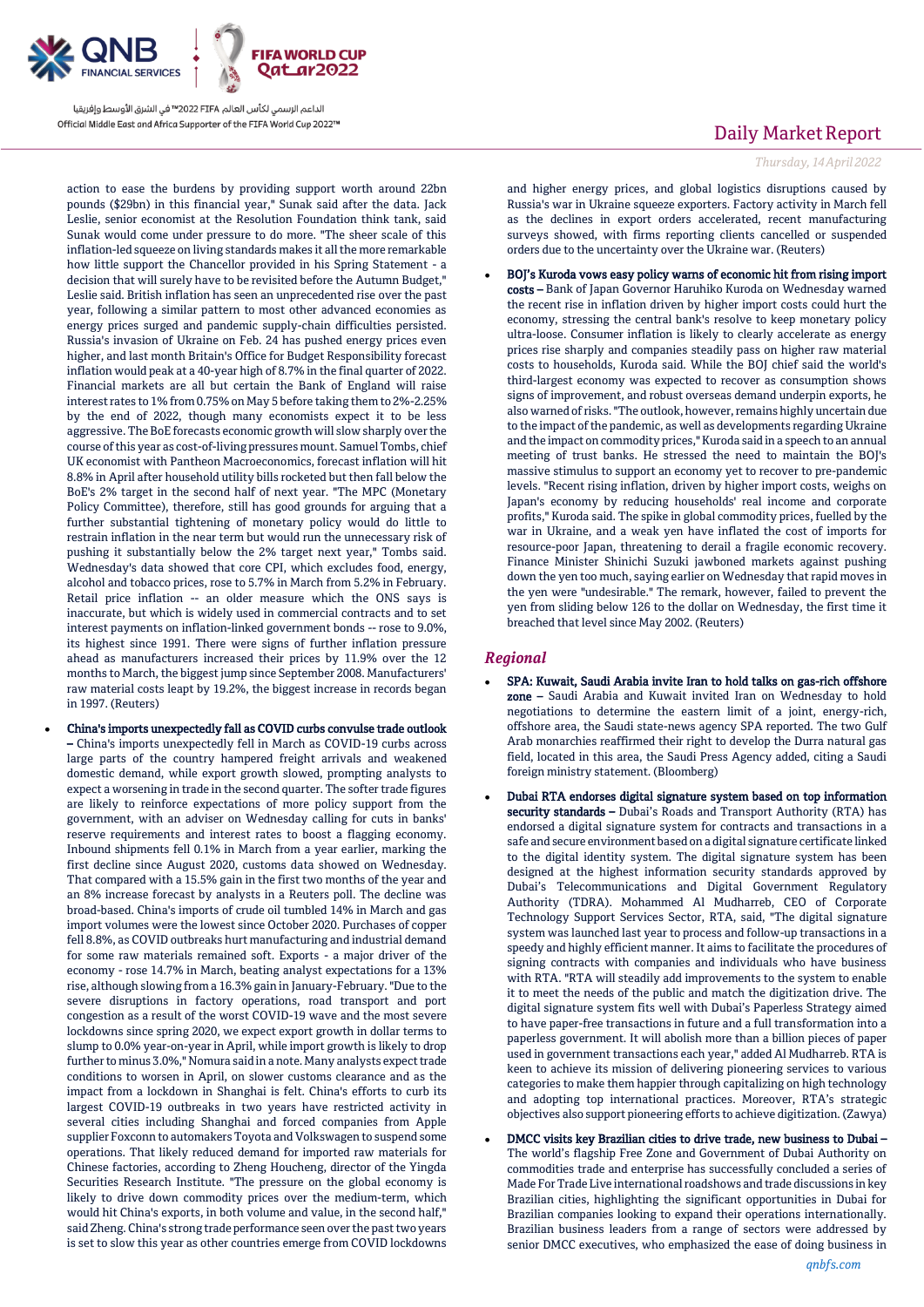action to ease the burdens by providing support worth around 22bn pounds ($29bn) in this financial year," Sunak said after the data. Jack Leslie, senior economist at the Resolution Foundation think tank, said Sunak would come under pressure to do more. "The sheer scale of this inflation-led squeeze on living standards makes it all the more remarkable how little support the Chancellor provided in his Spring Statement - a decision that will surely have to be revisited before the Autumn Budget," Leslie said. British inflation has seen an unprecedented rise over the past year, following a similar pattern to most other advanced economies as energy prices surged and pandemic supply-chain difficulties persisted. Russia's invasion of Ukraine on Feb. 24 has pushed energy prices even higher, and last month Britain's Office for Budget Responsibility forecast inflation would peak at a 40-year high of 8.7% in the final quarter of 2022. Financial markets are all but certain the Bank of England will raise interest rates to 1% from 0.75% on May 5 before taking them to 2%-2.25% by the end of 2022, though many economists expect it to be less aggressive. The BoE forecasts economic growth will slow sharply over the course of this year as cost-of-living pressures mount. Samuel Tombs, chief UK economist with Pantheon Macroeconomics, forecast inflation will hit 8.8% in April after household utility bills rocketed but then fall below the BoE's 2% target in the second half of next year. "The MPC (Monetary Policy Committee), therefore, still has good grounds for arguing that a further substantial tightening of monetary policy would do little to restrain inflation in the near term but would run the unnecessary risk of pushing it substantially below the 2% target next year," Tombs said. Wednesday's data showed that core CPI, which excludes food, energy, alcohol and tobacco prices, rose to 5.7% in March from 5.2% in February. Retail price inflation -- an older measure which the ONS says is inaccurate, but which is widely used in commercial contracts and to set interest payments on inflation-linked government bonds -- rose to 9.0%, its highest since 1991. There were signs of further inflation pressure ahead as manufacturers increased their prices by 11.9% over the 12 months to March, the biggest jump since September 2008. Manufacturers' raw material costs leapt by 19.2%, the biggest increase in records began in 1997. (Reuters)

- **China's imports unexpectedly fall as COVID curbs convulse trade outlook –** China's imports unexpectedly fell in March as COVID-19 curbs across large parts of the country hampered freight arrivals and weakened domestic demand, while export growth slowed, prompting analysts to expect a worsening in trade in the second quarter. The softer trade figures are likely to reinforce expectations of more policy support from the government, with an adviser on Wednesday calling for cuts in banks' reserve requirements and interest rates to boost a flagging economy. Inbound shipments fell 0.1% in March from a year earlier, marking the first decline since August 2020, customs data showed on Wednesday. That compared with a 15.5% gain in the first two months of the year and an 8% increase forecast by analysts in a Reuters poll. The decline was broad-based. China's imports of crude oil tumbled 14% in March and gas import volumes were the lowest since October 2020. Purchases of copper fell 8.8%, as COVID outbreaks hurt manufacturing and industrial demand for some raw materials remained soft. Exports - a major driver of the economy - rose 14.7% in March, beating analyst expectations for a 13% rise, although slowing from a 16.3% gain in January-February. "Due to the severe disruptions in factory operations, road transport and port congestion as a result of the worst COVID-19 wave and the most severe lockdowns since spring 2020, we expect export growth in dollar terms to slump to 0.0% year-on-year in April, while import growth is likely to drop further to minus 3.0%," Nomura said in a note. Many analysts expect trade conditions to worsen in April, on slower customs clearance and as the impact from a lockdown in Shanghai is felt. China's efforts to curb its largest COVID-19 outbreaks in two years have restricted activity in several cities including Shanghai and forced companies from Apple supplier Foxconn to automakers Toyota and Volkswagen to suspend some operations. That likely reduced demand for imported raw materials for Chinese factories, according to Zheng Houcheng, director of the Yingda Securities Research Institute. "The pressure on the global economy is likely to drive down commodity prices over the medium-term, which would hit China's exports, in both volume and value, in the second half," said Zheng. China's strong trade performance seen over the past two years is set to slow this year as other countries emerge from COVID lockdowns and higher energy prices, and global logistics disruptions caused by Russia's war in Ukraine squeeze exporters. Factory activity in March fell as the declines in export orders accelerated, recent manufacturing surveys showed, with firms reporting clients cancelled or suspended orders due to the uncertainty over the Ukraine war. (Reuters)

- **BOJ's Kuroda vows easy policy warns of economic hit from rising import costs –** Bank of Japan Governor Haruhiko Kuroda on Wednesday warned the recent rise in inflation driven by higher import costs could hurt the economy, stressing the central bank's resolve to keep monetary policy ultra-loose. Consumer inflation is likely to clearly accelerate as energy prices rise sharply and companies steadily pass on higher raw material costs to households, Kuroda said. While the BOJ chief said the world's third-largest economy was expected to recover as consumption shows signs of improvement, and robust overseas demand underpin exports, he also warned of risks. "The outlook, however, remains highly uncertain due to the impact of the pandemic, as well as developments regarding Ukraine and the impact on commodity prices," Kuroda said in a speech to an annual meeting of trust banks. He stressed the need to maintain the BOJ's massive stimulus to support an economy yet to recover to pre-pandemic levels. "Recent rising inflation, driven by higher import costs, weighs on Japan's economy by reducing households' real income and corporate profits," Kuroda said. The spike in global commodity prices, fuelled by the war in Ukraine, and a weak yen have inflated the cost of imports for resource-poor Japan, threatening to derail a fragile economic recovery. Finance Minister Shinichi Suzuki jawboned markets against pushing down the yen too much, saying earlier on Wednesday that rapid moves in the yen were "undesirable." The remark, however, failed to prevent the yen from sliding below 126 to the dollar on Wednesday, the first time it breached that level since May 2002. (Reuters)

## *Regional*

- **SPA: Kuwait, Saudi Arabia invite Iran to hold talks on gas-rich offshore zone –** Saudi Arabia and Kuwait invited Iran on Wednesday to hold negotiations to determine the eastern limit of a joint, energy-rich, offshore area, the Saudi state-news agency SPA reported. The two Gulf Arab monarchies reaffirmed their right to develop the Durra natural gas field, located in this area, the Saudi Press Agency added, citing a Saudi foreign ministry statement. (Bloomberg)

- **Dubai RTA endorses digital signature system based on top information security standards –** Dubai's Roads and Transport Authority (RTA) has endorsed a digital signature system for contracts and transactions in a safe and secure environment based on a digital signature certificate linked to the digital identity system. The digital signature system has been designed at the highest information security standards approved by Dubai's Telecommunications and Digital Government Regulatory Authority (TDRA). Mohammed Al Mudharreb, CEO of Corporate Technology Support Services Sector, RTA, said, "The digital signature system was launched last year to process and follow-up transactions in a speedy and highly efficient manner. It aims to facilitate the procedures of signing contracts with companies and individuals who have business with RTA. "RTA will steadily add improvements to the system to enable it to meet the needs of the public and match the digitization drive. The digital signature system fits well with Dubai's Paperless Strategy aimed to have paper-free transactions in future and a full transformation into a paperless government. It will abolish more than a billion pieces of paper used in government transactions each year," added Al Mudharreb. RTA is keen to achieve its mission of delivering pioneering services to various categories to make them happier through capitalizing on high technology and adopting top international practices. Moreover, RTA's strategic objectives also support pioneering efforts to achieve digitization. (Zawya)

- **DMCC visits key Brazilian cities to drive trade, new business to Dubai –** The world's flagship Free Zone and Government of Dubai Authority on commodities trade and enterprise has successfully concluded a series of Made For Trade Live international roadshows and trade discussions in key Brazilian cities, highlighting the significant opportunities in Dubai for Brazilian companies looking to expand their operations internationally. Brazilian business leaders from a range of sectors were addressed by senior DMCC executives, who emphasized the ease of doing business in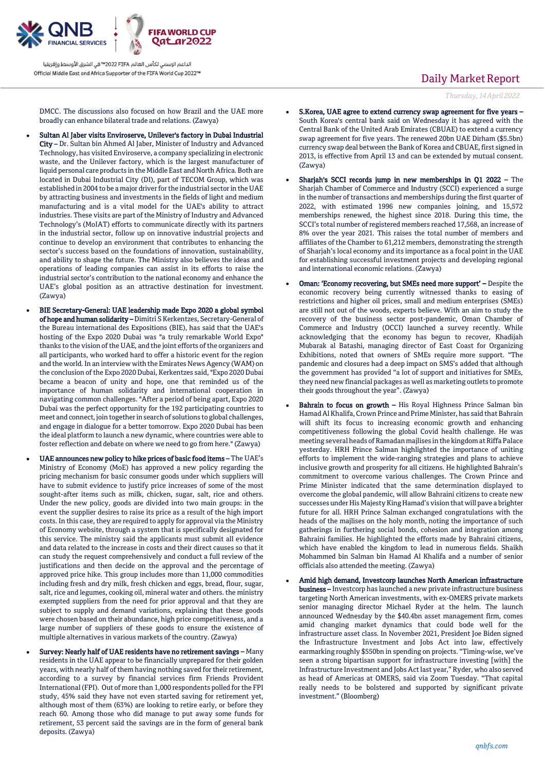DMCC. The discussions also focused on how Brazil and the UAE more broadly can enhance bilateral trade and relations. (Zawya)

- **Sultan Al Jaber visits Enviroserve, Unilever's factory in Dubai Industrial City –** Dr. Sultan bin Ahmed Al Jaber, Minister of Industry and Advanced Technology, has visited Enviroserve, a company specializing in electronic waste, and the Unilever factory, which is the largest manufacturer of liquid personal care products in the Middle East and North Africa. Both are located in Dubai Industrial City (DI), part of TECOM Group, which was established in 2004 to be a major driver for the industrial sector in the UAE by attracting business and investments in the fields of light and medium manufacturing and is a vital model for the UAE's ability to attract industries. These visits are part of the Ministry of Industry and Advanced Technology's (MoIAT) efforts to communicate directly with its partners in the industrial sector, follow up on innovative industrial projects and continue to develop an environment that contributes to enhancing the sector's success based on the foundations of innovation, sustainability, and ability to shape the future. The Ministry also believes the ideas and operations of leading companies can assist in its efforts to raise the industrial sector's contribution to the national economy and enhance the UAE's global position as an attractive destination for investment. (Zawya)
- **BIE Secretary-General: UAE leadership made Expo 2020 a global symbol of hope and human solidarity –** Dimitri S Kerkentzes, Secretary-General of the Bureau international des Expositions (BIE), has said that the UAE's hosting of the Expo 2020 Dubai was "a truly remarkable World Expo" thanks to the vision of the UAE, and the joint efforts of the organizers and all participants, who worked hard to offer a historic event for the region and the world. In an interview with the Emirates News Agency (WAM) on the conclusion of the Expo 2020 Dubai, Kerkentzes said, "Expo 2020 Dubai became a beacon of unity and hope, one that reminded us of the importance of human solidarity and international cooperation in navigating common challenges. "After a period of being apart, Expo 2020 Dubai was the perfect opportunity for the 192 participating countries to meet and connect, join together in search of solutions to global challenges, and engage in dialogue for a better tomorrow. Expo 2020 Dubai has been the ideal platform to launch a new dynamic, where countries were able to foster reflection and debate on where we need to go from here." (Zawya)
- **UAE announces new policy to hike prices of basic food items –** The UAE's Ministry of Economy (MoE) has approved a new policy regarding the pricing mechanism for basic consumer goods under which suppliers will have to submit evidence to justify price increases of some of the most sought-after items such as milk, chicken, sugar, salt, rice and others. Under the new policy, goods are divided into two main groups: in the event the supplier desires to raise its price as a result of the high import costs. In this case, they are required to apply for approval via the Ministry of Economy website, through a system that is specifically designated for this service. The ministry said the applicants must submit all evidence and data related to the increase in costs and their direct causes so that it can study the request comprehensively and conduct a full review of the justifications and then decide on the approval and the percentage of approved price hike. This group includes more than 11,000 commodities including fresh and dry milk, fresh chicken and eggs, bread, flour, sugar, salt, rice and legumes, cooking oil, mineral water and others. The ministry exempted suppliers from the need for prior approval and that they are subject to supply and demand variations, explaining that these goods were chosen based on their abundance, high price competitiveness, and a large number of suppliers of these goods to ensure the existence of multiple alternatives in various markets of the country. (Zawya)
- **Survey: Nearly half of UAE residents have no retirement savings –** Many residents in the UAE appear to be financially unprepared for their golden years, with nearly half of them having nothing saved for their retirement, according to a survey by financial services firm Friends Provident International (FPI). Out of more than 1,000 respondents polled for the FPI study, 45% said they have not even started saving for retirement yet, although most of them (63%) are looking to retire early, or before they reach 60. Among those who did manage to put away some funds for retirement, 53 percent said the savings are in the form of general bank deposits. (Zawya)
- **S.Korea, UAE agree to extend currency swap agreement for five years –** South Korea's central bank said on Wednesday it has agreed with the Central Bank of the United Arab Emirates (CBUAE) to extend a currency swap agreement for five years. The renewed 20bn UAE Dirham ($5.5bn) currency swap deal between the Bank of Korea and CBUAE, first signed in 2013, is effective from April 13 and can be extended by mutual consent. (Zawya)
- **Sharjah's SCCI records jump in new memberships in Q1 2022 –** The Sharjah Chamber of Commerce and Industry (SCCI) experienced a surge in the number of transactions and memberships during the first quarter of 2022, with estimated 1996 new companies joining, and 15,572 memberships renewed, the highest since 2018. During this time, the SCCI's total number of registered members reached 17,568, an increase of 8% over the year 2021. This raises the total number of members and affiliates of the Chamber to 61,212 members, demonstrating the strength of Sharjah's local economy and its importance as a focal point in the UAE for establishing successful investment projects and developing regional and international economic relations. (Zawya)
- **Oman: 'Economy recovering, but SMEs need more support' –** Despite the economic recovery being currently witnessed thanks to easing of restrictions and higher oil prices, small and medium enterprises (SMEs) are still not out of the woods, experts believe. With an aim to study the recovery of the business sector post-pandemic, Oman Chamber of Commerce and Industry (OCCI) launched a survey recently. While acknowledging that the economy has begun to recover, Khadijah Mubarak al Batashi, managing director of East Coast for Organizing Exhibitions, noted that owners of SMEs require more support. "The pandemic and closures had a deep impact on SMS's added that although the government has provided "a lot of support and initiatives for SMEs, they need new financial packages as well as marketing outlets to promote their goods throughout the year". (Zawya)
- **Bahrain to focus on growth –** His Royal Highness Prince Salman bin Hamad Al Khalifa, Crown Prince and Prime Minister, has said that Bahrain will shift its focus to increasing economic growth and enhancing competitiveness following the global Covid health challenge. He was meeting several heads of Ramadan majlises in the kingdom at Riffa Palace yesterday. HRH Prince Salman highlighted the importance of uniting efforts to implement the wide-ranging strategies and plans to achieve inclusive growth and prosperity for all citizens. He highlighted Bahrain's commitment to overcome various challenges. The Crown Prince and Prime Minister indicated that the same determination displayed to overcome the global pandemic, will allow Bahraini citizens to create new successes under His Majesty King Hamad's vision that will pave a brighter future for all. HRH Prince Salman exchanged congratulations with the heads of the majlises on the holy month, noting the importance of such gatherings in furthering social bonds, cohesion and integration among Bahraini families. He highlighted the efforts made by Bahraini citizens, which have enabled the kingdom to lead in numerous fields. Shaikh Mohammed bin Salman bin Hamad Al Khalifa and a number of senior officials also attended the meeting. (Zawya)
- **Amid high demand, Investcorp launches North American infrastructure business –** Investcorp has launched a new private infrastructure business targeting North American investments, with ex-OMERS private markets senior managing director Michael Ryder at the helm. The launch announced Wednesday by the $40.4bn asset management firm, comes amid changing market dynamics that could bode well for the infrastructure asset class. In November 2021, President Joe Biden signed the Infrastructure Investment and Jobs Act into law, effectively earmarking roughly $550bn in spending on projects. "Timing-wise, we've seen a strong bipartisan support for infrastructure investing [with] the Infrastructure Investment and Jobs Act last year," Ryder, who also served as head of Americas at OMERS, said via Zoom Tuesday. "That capital really needs to be bolstered and supported by significant private investment." (Bloomberg)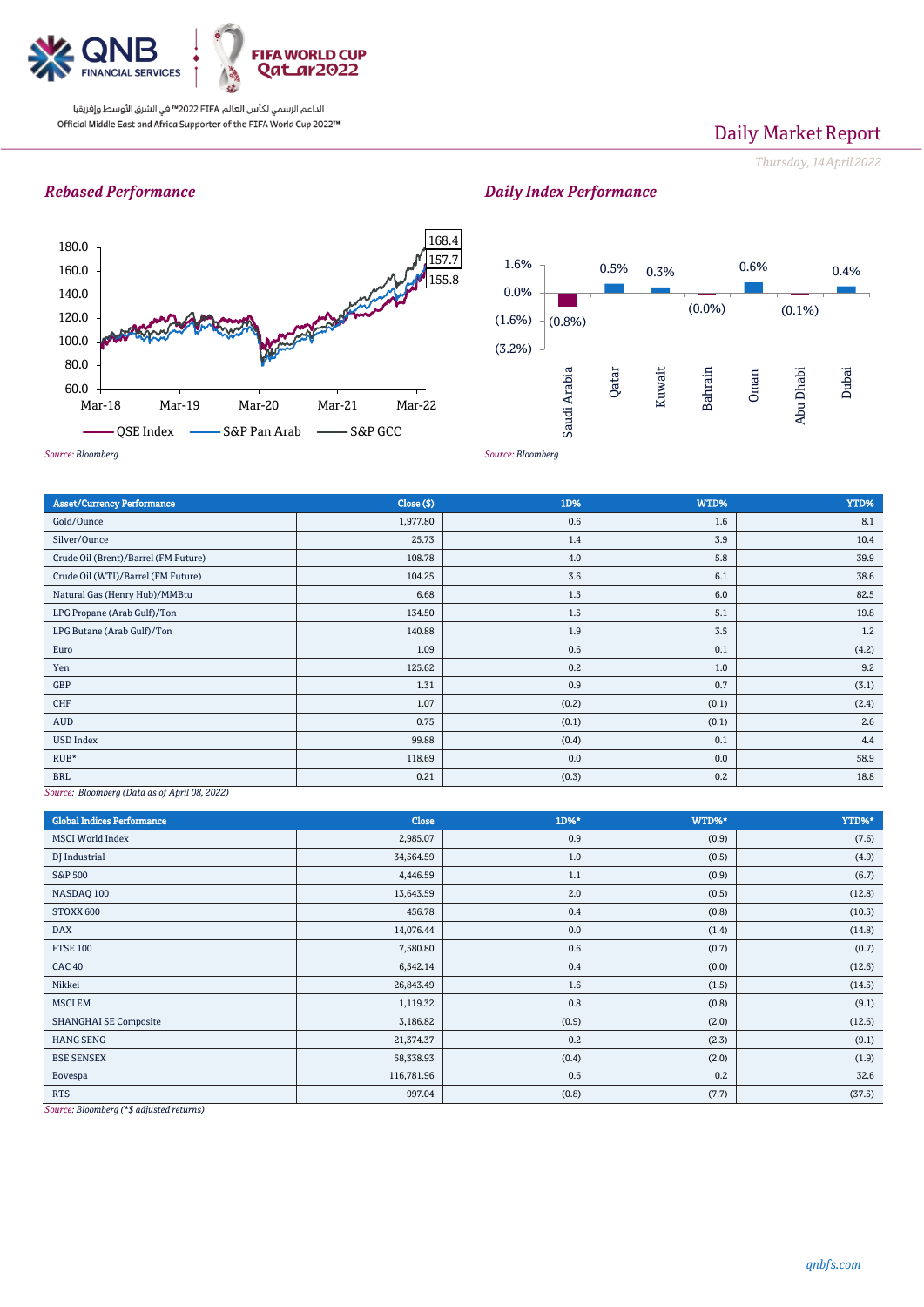# Daily Market Report

*Thursday, 14 April 2022*

## *Rebased Performance*

Rebased performance chart (Mar-18 to Mar-22): QSE Index 168.4, S&P Pan Arab 157.7, S&P GCC 155.8

*Source: Bloomberg*

## *Daily Index Performance*

| Saudi Arabia | Qatar | Kuwait | Bahrain | Oman | Abu Dhabi | Dubai |
|---|---|---|---|---|---|---|
| (0.8%) | 0.5% | 0.3% | (0.0%) | 0.6% | (0.1%) | 0.4% |

*Source: Bloomberg*

| Asset/Currency Performance | Close ($) | 1D% | WTD% | YTD% |
|---|---|---|---|---|
| Gold/Ounce | 1,977.80 | 0.6 | 1.6 | 8.1 |
| Silver/Ounce | 25.73 | 1.4 | 3.9 | 10.4 |
| Crude Oil (Brent)/Barrel (FM Future) | 108.78 | 4.0 | 5.8 | 39.9 |
| Crude Oil (WTI)/Barrel (FM Future) | 104.25 | 3.6 | 6.1 | 38.6 |
| Natural Gas (Henry Hub)/MMBtu | 6.68 | 1.5 | 6.0 | 82.5 |
| LPG Propane (Arab Gulf)/Ton | 134.50 | 1.5 | 5.1 | 19.8 |
| LPG Butane (Arab Gulf)/Ton | 140.88 | 1.9 | 3.5 | 1.2 |
| Euro | 1.09 | 0.6 | 0.1 | (4.2) |
| Yen | 125.62 | 0.2 | 1.0 | 9.2 |
| GBP | 1.31 | 0.9 | 0.7 | (3.1) |
| CHF | 1.07 | (0.2) | (0.1) | (2.4) |
| AUD | 0.75 | (0.1) | (0.1) | 2.6 |
| USD Index | 99.88 | (0.4) | 0.1 | 4.4 |
| RUB* | 118.69 | 0.0 | 0.0 | 58.9 |
| BRL | 0.21 | (0.3) | 0.2 | 18.8 |

*Source: Bloomberg (Data as of April 08, 2022)*

| Global Indices Performance | Close | 1D%* | WTD%* | YTD%* |
|---|---|---|---|---|
| MSCI World Index | 2,985.07 | 0.9 | (0.9) | (7.6) |
| DJ Industrial | 34,564.59 | 1.0 | (0.5) | (4.9) |
| S&P 500 | 4,446.59 | 1.1 | (0.9) | (6.7) |
| NASDAQ 100 | 13,643.59 | 2.0 | (0.5) | (12.8) |
| STOXX 600 | 456.78 | 0.4 | (0.8) | (10.5) |
| DAX | 14,076.44 | 0.0 | (1.4) | (14.8) |
| FTSE 100 | 7,580.80 | 0.6 | (0.7) | (0.7) |
| CAC 40 | 6,542.14 | 0.4 | (0.0) | (12.6) |
| Nikkei | 26,843.49 | 1.6 | (1.5) | (14.5) |
| MSCI EM | 1,119.32 | 0.8 | (0.8) | (9.1) |
| SHANGHAI SE Composite | 3,186.82 | (0.9) | (2.0) | (12.6) |
| HANG SENG | 21,374.37 | 0.2 | (2.3) | (9.1) |
| BSE SENSEX | 58,338.93 | (0.4) | (2.0) | (1.9) |
| Bovespa | 116,781.96 | 0.6 | 0.2 | 32.6 |
| RTS | 997.04 | (0.8) | (7.7) | (37.5) |

*Source: Bloomberg (*$ adjusted returns)*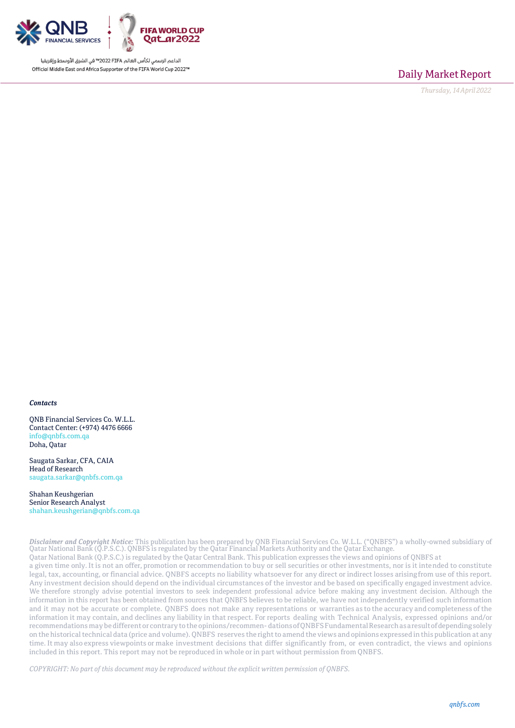***Contacts***

QNB Financial Services Co. W.L.L.
Contact Center: (+974) 4476 6666
info@qnbfs.com.qa
Doha, Qatar

Saugata Sarkar, CFA, CAIA
Head of Research
saugata.sarkar@qnbfs.com.qa

Shahan Keushgerian
Senior Research Analyst
shahan.keushgerian@qnbfs.com.qa

***Disclaimer and Copyright Notice:*** This publication has been prepared by QNB Financial Services Co. W.L.L. ("QNBFS") a wholly-owned subsidiary of Qatar National Bank (Q.P.S.C.). QNBFS is regulated by the Qatar Financial Markets Authority and the Qatar Exchange. Qatar National Bank (Q.P.S.C.) is regulated by the Qatar Central Bank. This publication expresses the views and opinions of QNBFS at a given time only. It is not an offer, promotion or recommendation to buy or sell securities or other investments, nor is it intended to constitute legal, tax, accounting, or financial advice. QNBFS accepts no liability whatsoever for any direct or indirect losses arising from use of this report. Any investment decision should depend on the individual circumstances of the investor and be based on specifically engaged investment advice. We therefore strongly advise potential investors to seek independent professional advice before making any investment decision. Although the information in this report has been obtained from sources that QNBFS believes to be reliable, we have not independently verified such information and it may not be accurate or complete. QNBFS does not make any representations or warranties as to the accuracy and completeness of the information it may contain, and declines any liability in that respect. For reports dealing with Technical Analysis, expressed opinions and/or recommendations may be different or contrary to the opinions/recommen- dations of QNBFS Fundamental Research as a result of depending solely on the historical technical data (price and volume). QNBFS reserves the right to amend the views and opinions expressed in this publication at any time. It may also express viewpoints or make investment decisions that differ significantly from, or even contradict, the views and opinions included in this report. This report may not be reproduced in whole or in part without permission from QNBFS.

*COPYRIGHT: No part of this document may be reproduced without the explicit written permission of QNBFS.*